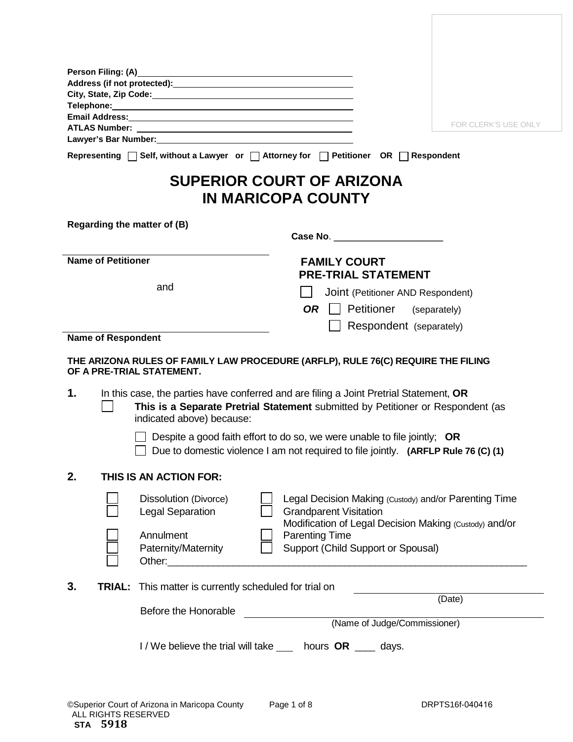Person Filing: (A)\_\_\_\_\_\_\_\_\_\_\_\_\_\_\_\_\_\_\_\_\_\_\_\_\_\_\_\_\_\_\_\_\_\_\_\_\_\_\_\_
Address (if not protected):\_\_\_\_\_\_\_\_\_\_\_\_\_\_\_\_\_\_\_\_\_\_\_\_\_\_\_\_\_\_\_\_\_\_
City, State, Zip Code:\_\_\_\_\_\_\_\_\_\_\_\_\_\_\_\_\_\_\_\_\_\_\_\_\_\_\_\_\_\_\_\_\_\_\_\_\_\_
Telephone:\_\_\_\_\_\_\_\_\_\_\_\_\_\_\_\_\_\_\_\_\_\_\_\_\_\_\_\_\_\_\_\_\_\_\_\_\_\_\_\_\_\_\_\_\_\_
Email Address:\_\_\_\_\_\_\_\_\_\_\_\_\_\_\_\_\_\_\_\_\_\_\_\_\_\_\_\_\_\_\_\_\_\_\_\_\_\_\_\_\_\_\_\_
ATLAS Number: \_\_\_\_\_\_\_\_\_\_\_\_\_\_\_\_\_\_\_\_\_\_\_\_\_\_\_\_\_\_\_\_\_\_\_\_\_\_\_\_\_\_
Lawyer's Bar Number:\_\_\_\_\_\_\_\_\_\_\_\_\_\_\_\_\_\_\_\_\_\_\_\_\_\_\_\_\_\_\_\_\_\_\_\_\_\_

Representing ☐ Self, without a Lawyer or ☐ Attorney for ☐ Petitioner OR ☐ Respondent

FOR CLERK'S USE ONLY

# SUPERIOR COURT OF ARIZONA IN MARICOPA COUNTY

Regarding the matter of (B)

\_\_\_\_\_\_\_\_\_\_\_\_\_\_\_\_\_\_\_\_\_\_\_\_\_\_\_\_\_\_\_\_\_\_\_\_\_\_\_\_
Name of Petitioner

and

\_\_\_\_\_\_\_\_\_\_\_\_\_\_\_\_\_\_\_\_\_\_\_\_\_\_\_\_\_\_\_\_\_\_\_\_\_\_\_\_
Name of Respondent

Case No. \_\_\_\_\_\_\_\_\_\_\_\_\_\_\_\_\_\_\_\_

## FAMILY COURT PRE-TRIAL STATEMENT

☐ Joint (Petitioner AND Respondent)

***OR*** ☐ Petitioner (separately)

☐ Respondent (separately)

**THE ARIZONA RULES OF FAMILY LAW PROCEDURE (ARFLP), RULE 76(C) REQUIRE THE FILING OF A PRE-TRIAL STATEMENT.**

**1.** In this case, the parties have conferred and are filing a Joint Pretrial Statement, **OR**

☐ **This is a Separate Pretrial Statement** submitted by Petitioner or Respondent (as indicated above) because:

☐ Despite a good faith effort to do so, we were unable to file jointly; **OR**

☐ Due to domestic violence I am not required to file jointly. **(ARFLP Rule 76 (C) (1)**

**2. THIS IS AN ACTION FOR:**

☐ Dissolution (Divorce)
☐ Legal Separation
☐ Annulment
☐ Paternity/Maternity
☐ Legal Decision Making (Custody) and/or Parenting Time
☐ Grandparent Visitation
☐ Modification of Legal Decision Making (Custody) and/or Parenting Time
☐ Support (Child Support or Spousal)
☐ Other:\_\_\_\_\_\_\_\_\_\_\_\_\_\_\_\_\_\_\_\_\_\_\_\_\_\_\_\_\_\_\_\_\_\_\_\_\_\_\_\_\_\_\_\_\_\_\_\_\_\_\_\_\_\_\_\_\_\_\_\_\_\_\_\_\_\_

**3. TRIAL:** This matter is currently scheduled for trial on \_\_\_\_\_\_\_\_\_\_\_\_\_\_\_\_\_\_\_\_\_\_\_\_ (Date)

Before the Honorable \_\_\_\_\_\_\_\_\_\_\_\_\_\_\_\_\_\_\_\_\_\_\_\_\_\_\_\_\_\_\_\_\_\_\_\_ (Name of Judge/Commissioner)

I / We believe the trial will take \_\_\_ hours **OR** \_\_\_\_ days.

©Superior Court of Arizona in Maricopa County
ALL RIGHTS RESERVED
DRPTS16f-040416
STA 5918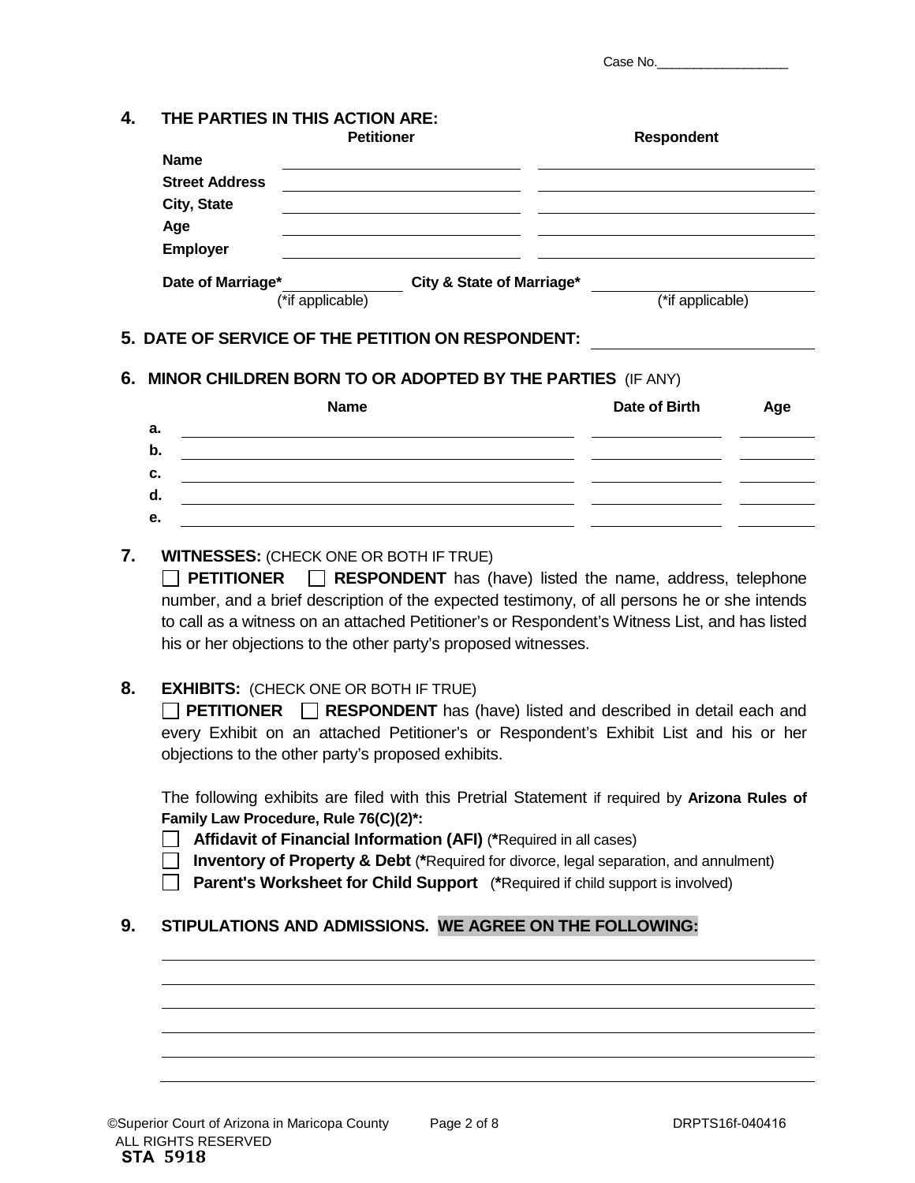Case No.__________________

## 4. THE PARTIES IN THIS ACTION ARE:

| | Petitioner | Respondent |
|---|---|---|
| **Name** | | |
| **Street Address** | | |
| **City, State** | | |
| **Age** | | |
| **Employer** | | |

**Date of Marriage*** ______________ **City & State of Marriage*** ______________________
(*if applicable) (*if applicable)

## 5. DATE OF SERVICE OF THE PETITION ON RESPONDENT: ______________________

## 6. MINOR CHILDREN BORN TO OR ADOPTED BY THE PARTIES (IF ANY)

| | Name | Date of Birth | Age |
|---|---|---|---|
| a. | | | |
| b. | | | |
| c. | | | |
| d. | | | |
| e. | | | |

## 7. WITNESSES: (CHECK ONE OR BOTH IF TRUE)

☐ **PETITIONER** ☐ **RESPONDENT** has (have) listed the name, address, telephone number, and a brief description of the expected testimony, of all persons he or she intends to call as a witness on an attached Petitioner's or Respondent's Witness List, and has listed his or her objections to the other party's proposed witnesses.

## 8. EXHIBITS: (CHECK ONE OR BOTH IF TRUE)

☐ **PETITIONER** ☐ **RESPONDENT** has (have) listed and described in detail each and every Exhibit on an attached Petitioner's or Respondent's Exhibit List and his or her objections to the other party's proposed exhibits.

The following exhibits are filed with this Pretrial Statement if required by **Arizona Rules of Family Law Procedure, Rule 76(C)(2)*:**

☐ **Affidavit of Financial Information (AFI)** (*Required in all cases)
☐ **Inventory of Property & Debt** (*Required for divorce, legal separation, and annulment)
☐ **Parent's Worksheet for Child Support** (*Required if child support is involved)

## 9. STIPULATIONS AND ADMISSIONS. WE AGREE ON THE FOLLOWING:

______________________________________________________________________

______________________________________________________________________

______________________________________________________________________

______________________________________________________________________

______________________________________________________________________

______________________________________________________________________

©Superior Court of Arizona in Maricopa County ALL RIGHTS RESERVED DRPTS16f-040416
**STA 5918**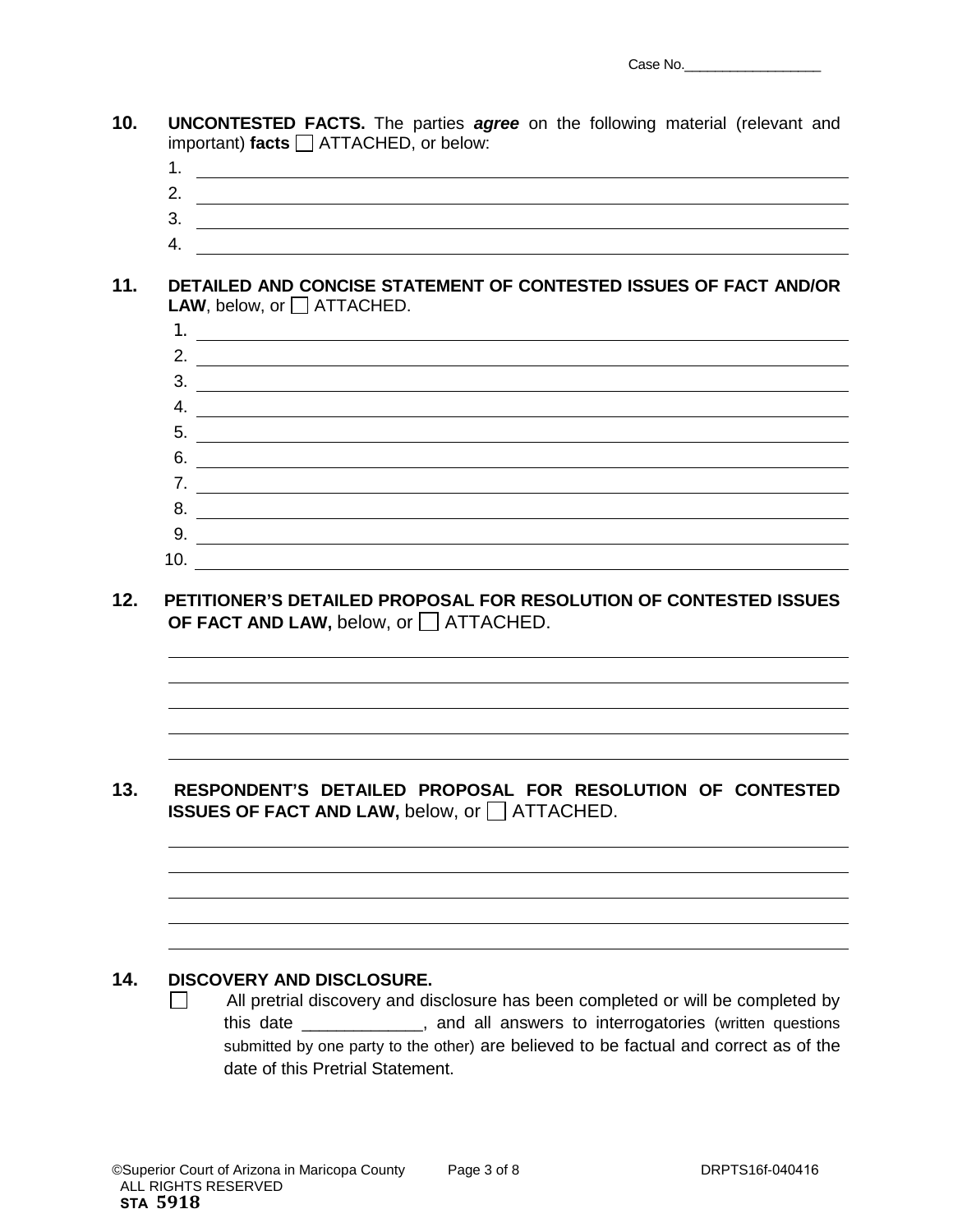Case No.__________________

**10. UNCONTESTED FACTS.** The parties ***agree*** on the following material (relevant and important) **facts** ☐ ATTACHED, or below:

1. ______________________________________________________________
2. ______________________________________________________________
3. ______________________________________________________________
4. ______________________________________________________________

**11. DETAILED AND CONCISE STATEMENT OF CONTESTED ISSUES OF FACT AND/OR LAW**, below, or ☐ ATTACHED.

1. ______________________________________________________________
2. ______________________________________________________________
3. ______________________________________________________________
4. ______________________________________________________________
5. ______________________________________________________________
6. ______________________________________________________________
7. ______________________________________________________________
8. ______________________________________________________________
9. ______________________________________________________________
10. ______________________________________________________________

**12. PETITIONER'S DETAILED PROPOSAL FOR RESOLUTION OF CONTESTED ISSUES OF FACT AND LAW,** below, or ☐ ATTACHED.

______________________________________________________________
______________________________________________________________
______________________________________________________________
______________________________________________________________
______________________________________________________________

**13. RESPONDENT'S DETAILED PROPOSAL FOR RESOLUTION OF CONTESTED ISSUES OF FACT AND LAW,** below, or ☐ ATTACHED.

______________________________________________________________
______________________________________________________________
______________________________________________________________
______________________________________________________________
______________________________________________________________

**14. DISCOVERY AND DISCLOSURE.**

☐ All pretrial discovery and disclosure has been completed or will be completed by this date _____________, and all answers to interrogatories (written questions submitted by one party to the other) are believed to be factual and correct as of the date of this Pretrial Statement.

©Superior Court of Arizona in Maricopa County ALL RIGHTS RESERVED DRPTS16f-040416
**STA 5918**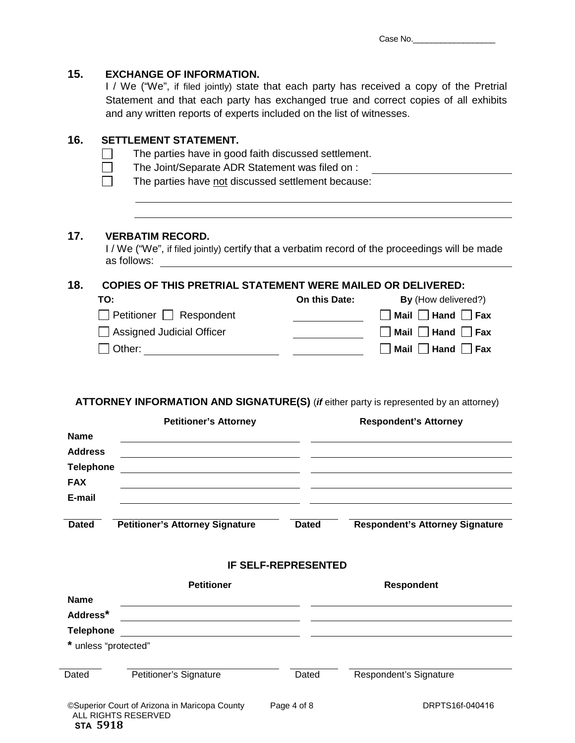Case No.\_\_\_\_\_\_\_\_\_\_\_\_\_\_\_\_\_\_

**15. EXCHANGE OF INFORMATION.**

I / We ("We", if filed jointly) state that each party has received a copy of the Pretrial Statement and that each party has exchanged true and correct copies of all exhibits and any written reports of experts included on the list of witnesses.

**16. SETTLEMENT STATEMENT.**

☐ The parties have in good faith discussed settlement.

☐ The Joint/Separate ADR Statement was filed on : \_\_\_\_\_\_\_\_\_\_\_\_\_\_\_\_\_\_\_\_

☐ The parties have not discussed settlement because:

\_\_\_\_\_\_\_\_\_\_\_\_\_\_\_\_\_\_\_\_\_\_\_\_\_\_\_\_\_\_\_\_\_\_\_\_\_\_\_\_\_\_\_\_\_\_\_\_\_\_\_\_\_\_\_\_

\_\_\_\_\_\_\_\_\_\_\_\_\_\_\_\_\_\_\_\_\_\_\_\_\_\_\_\_\_\_\_\_\_\_\_\_\_\_\_\_\_\_\_\_\_\_\_\_\_\_\_\_\_\_\_\_

**17. VERBATIM RECORD.**

I / We ("We", if filed jointly) certify that a verbatim record of the proceedings will be made as follows: \_\_\_\_\_\_\_\_\_\_\_\_\_\_\_\_\_\_\_\_\_\_\_\_\_\_\_\_\_\_\_\_\_\_\_\_\_\_\_\_\_\_

**18. COPIES OF THIS PRETRIAL STATEMENT WERE MAILED OR DELIVERED:**

| TO: | On this Date: | By (How delivered?) |
|---|---|---|
| ☐ Petitioner ☐ Respondent | \_\_\_\_\_\_\_\_\_\_ | ☐ Mail ☐ Hand ☐ Fax |
| ☐ Assigned Judicial Officer | \_\_\_\_\_\_\_\_\_\_ | ☐ Mail ☐ Hand ☐ Fax |
| ☐ Other: \_\_\_\_\_\_\_\_\_\_\_\_\_\_\_\_ | \_\_\_\_\_\_\_\_\_\_ | ☐ Mail ☐ Hand ☐ Fax |

**ATTORNEY INFORMATION AND SIGNATURE(S)** (*if* either party is represented by an attorney)

| | Petitioner's Attorney | Respondent's Attorney |
|---|---|---|
| **Name** | | |
| **Address** | | |
| **Telephone** | | |
| **FAX** | | |
| **E-mail** | | |

| **Dated** | **Petitioner's Attorney Signature** | **Dated** | **Respondent's Attorney Signature** |
|---|---|---|---|

**IF SELF-REPRESENTED**

| | Petitioner | Respondent |
|---|---|---|
| **Name** | | |
| **Address*** | | |
| **Telephone** | | |

\* unless "protected"

| Dated | Petitioner's Signature | Dated | Respondent's Signature |
|---|---|---|---|

©Superior Court of Arizona in Maricopa County ALL RIGHTS RESERVED
STA 5918 DRPTS16f-040416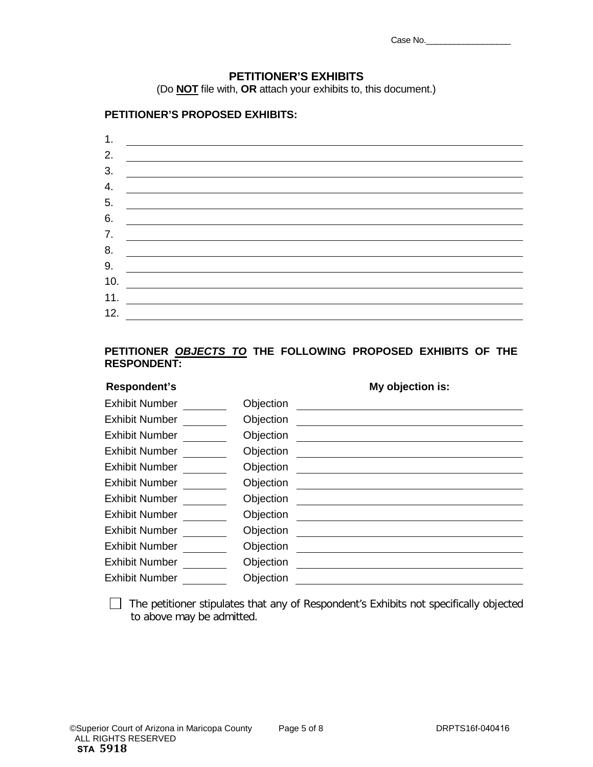Case No.__________________

## PETITIONER'S EXHIBITS

(Do **NOT** file with, **OR** attach your exhibits to, this document.)

**PETITIONER'S PROPOSED EXHIBITS:**

1. ____________________
2. ____________________
3. ____________________
4. ____________________
5. ____________________
6. ____________________
7. ____________________
8. ____________________
9. ____________________
10. ____________________
11. ____________________
12. ____________________

**PETITIONER *OBJECTS TO* THE FOLLOWING PROPOSED EXHIBITS OF THE RESPONDENT:**

| Respondent's | | My objection is: |
|---|---|---|
| Exhibit Number ______ | Objection | ____________________ |
| Exhibit Number ______ | Objection | ____________________ |
| Exhibit Number ______ | Objection | ____________________ |
| Exhibit Number ______ | Objection | ____________________ |
| Exhibit Number ______ | Objection | ____________________ |
| Exhibit Number ______ | Objection | ____________________ |
| Exhibit Number ______ | Objection | ____________________ |
| Exhibit Number ______ | Objection | ____________________ |
| Exhibit Number ______ | Objection | ____________________ |
| Exhibit Number ______ | Objection | ____________________ |
| Exhibit Number ______ | Objection | ____________________ |
| Exhibit Number ______ | Objection | ____________________ |

☐ The petitioner stipulates that any of Respondent's Exhibits not specifically objected to above may be admitted.

©Superior Court of Arizona in Maricopa County ALL RIGHTS RESERVED **STA 5918** DRPTS16f-040416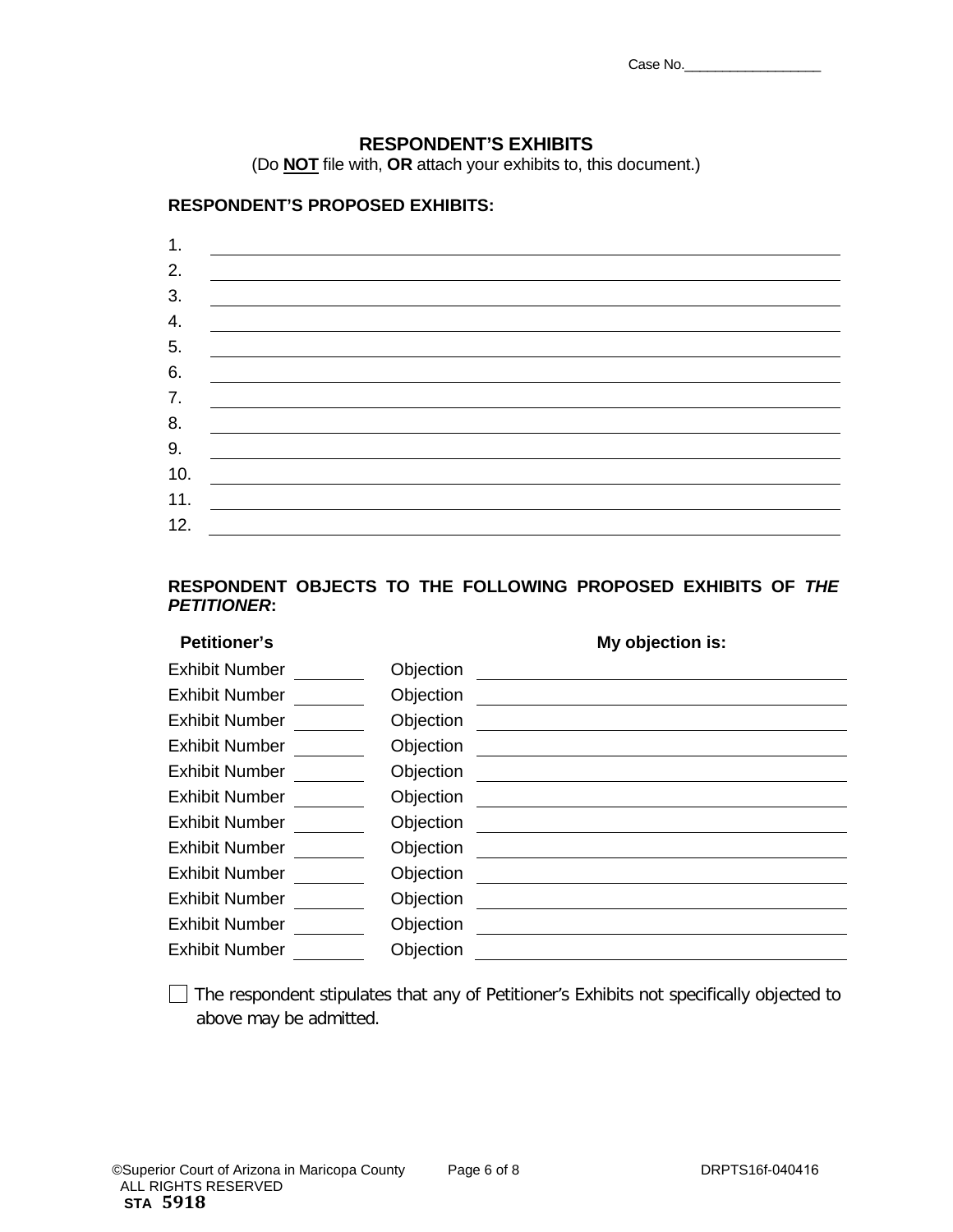Case No.__________________

## RESPONDENT'S EXHIBITS

(Do **NOT** file with, **OR** attach your exhibits to, this document.)

**RESPONDENT'S PROPOSED EXHIBITS:**

1. ______________________________________________
2. ______________________________________________
3. ______________________________________________
4. ______________________________________________
5. ______________________________________________
6. ______________________________________________
7. ______________________________________________
8. ______________________________________________
9. ______________________________________________
10. ______________________________________________
11. ______________________________________________
12. ______________________________________________

**RESPONDENT OBJECTS TO THE FOLLOWING PROPOSED EXHIBITS OF *THE PETITIONER*:**

| Petitioner's | | | My objection is: |
|---|---|---|---|
| Exhibit Number | ________ | Objection | ______________________________ |
| Exhibit Number | ________ | Objection | ______________________________ |
| Exhibit Number | ________ | Objection | ______________________________ |
| Exhibit Number | ________ | Objection | ______________________________ |
| Exhibit Number | ________ | Objection | ______________________________ |
| Exhibit Number | ________ | Objection | ______________________________ |
| Exhibit Number | ________ | Objection | ______________________________ |
| Exhibit Number | ________ | Objection | ______________________________ |
| Exhibit Number | ________ | Objection | ______________________________ |
| Exhibit Number | ________ | Objection | ______________________________ |
| Exhibit Number | ________ | Objection | ______________________________ |
| Exhibit Number | ________ | Objection | ______________________________ |

☐ The respondent stipulates that any of Petitioner's Exhibits not specifically objected to above may be admitted.

©Superior Court of Arizona in Maricopa County
ALL RIGHTS RESERVED
DRPTS16f-040416
STA 5918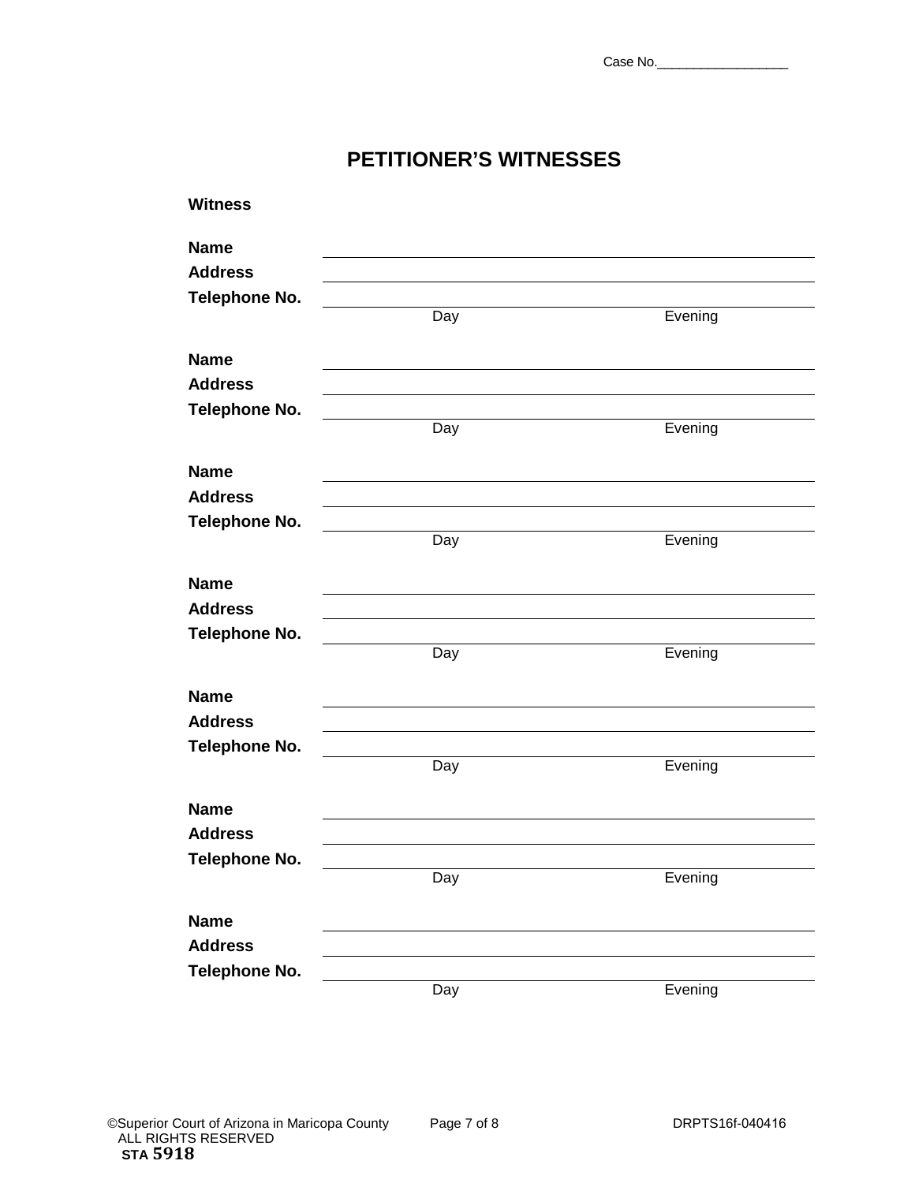Case No.__________________

# PETITIONER'S WITNESSES

**Witness**

**Name** ______________________________________________

**Address** ______________________________________________

**Telephone No.** ______________________________________________

Day Evening

**Name** ______________________________________________

**Address** ______________________________________________

**Telephone No.** ______________________________________________

Day Evening

**Name** ______________________________________________

**Address** ______________________________________________

**Telephone No.** ______________________________________________

Day Evening

**Name** ______________________________________________

**Address** ______________________________________________

**Telephone No.** ______________________________________________

Day Evening

**Name** ______________________________________________

**Address** ______________________________________________

**Telephone No.** ______________________________________________

Day Evening

**Name** ______________________________________________

**Address** ______________________________________________

**Telephone No.** ______________________________________________

Day Evening

**Name** ______________________________________________

**Address** ______________________________________________

**Telephone No.** ______________________________________________

Day Evening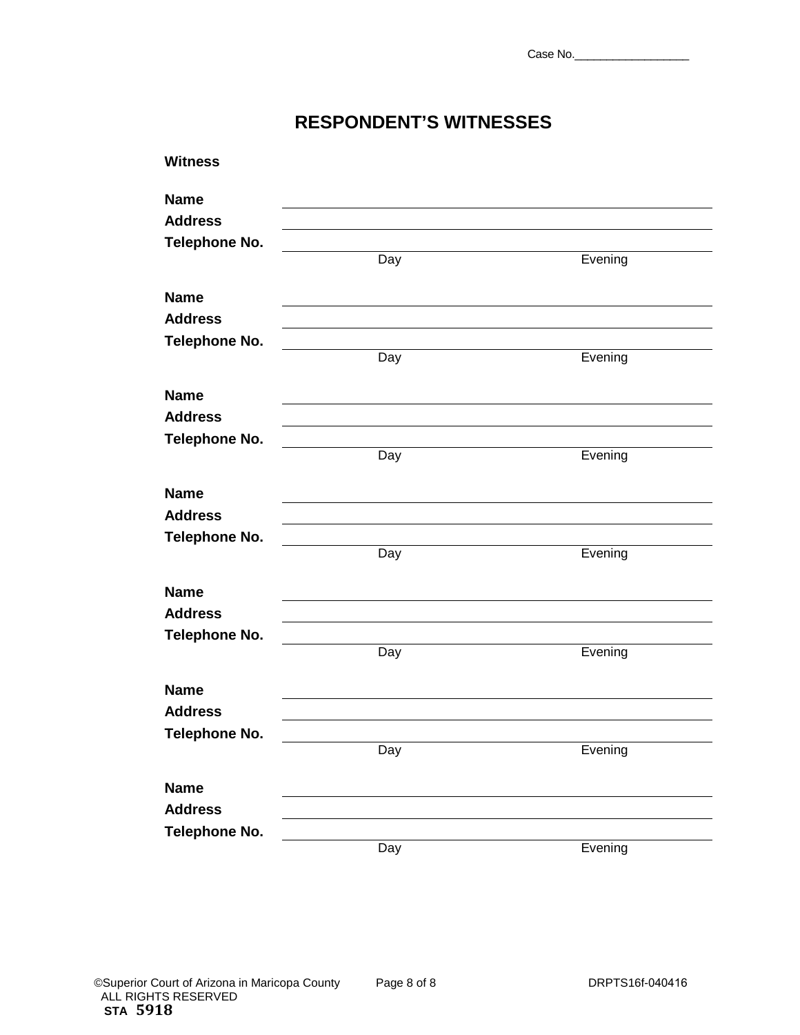Case No.__________________

## RESPONDENT'S WITNESSES

**Witness**

**Name** ______________________________________________
**Address** ______________________________________________
**Telephone No.** ______________________________________________
Day Evening

**Name** ______________________________________________
**Address** ______________________________________________
**Telephone No.** ______________________________________________
Day Evening

**Name** ______________________________________________
**Address** ______________________________________________
**Telephone No.** ______________________________________________
Day Evening

**Name** ______________________________________________
**Address** ______________________________________________
**Telephone No.** ______________________________________________
Day Evening

**Name** ______________________________________________
**Address** ______________________________________________
**Telephone No.** ______________________________________________
Day Evening

**Name** ______________________________________________
**Address** ______________________________________________
**Telephone No.** ______________________________________________
Day Evening

**Name** ______________________________________________
**Address** ______________________________________________
**Telephone No.** ______________________________________________
Day Evening

©Superior Court of Arizona in Maricopa County
ALL RIGHTS RESERVED
**STA 5918**

DRPTS16f-040416